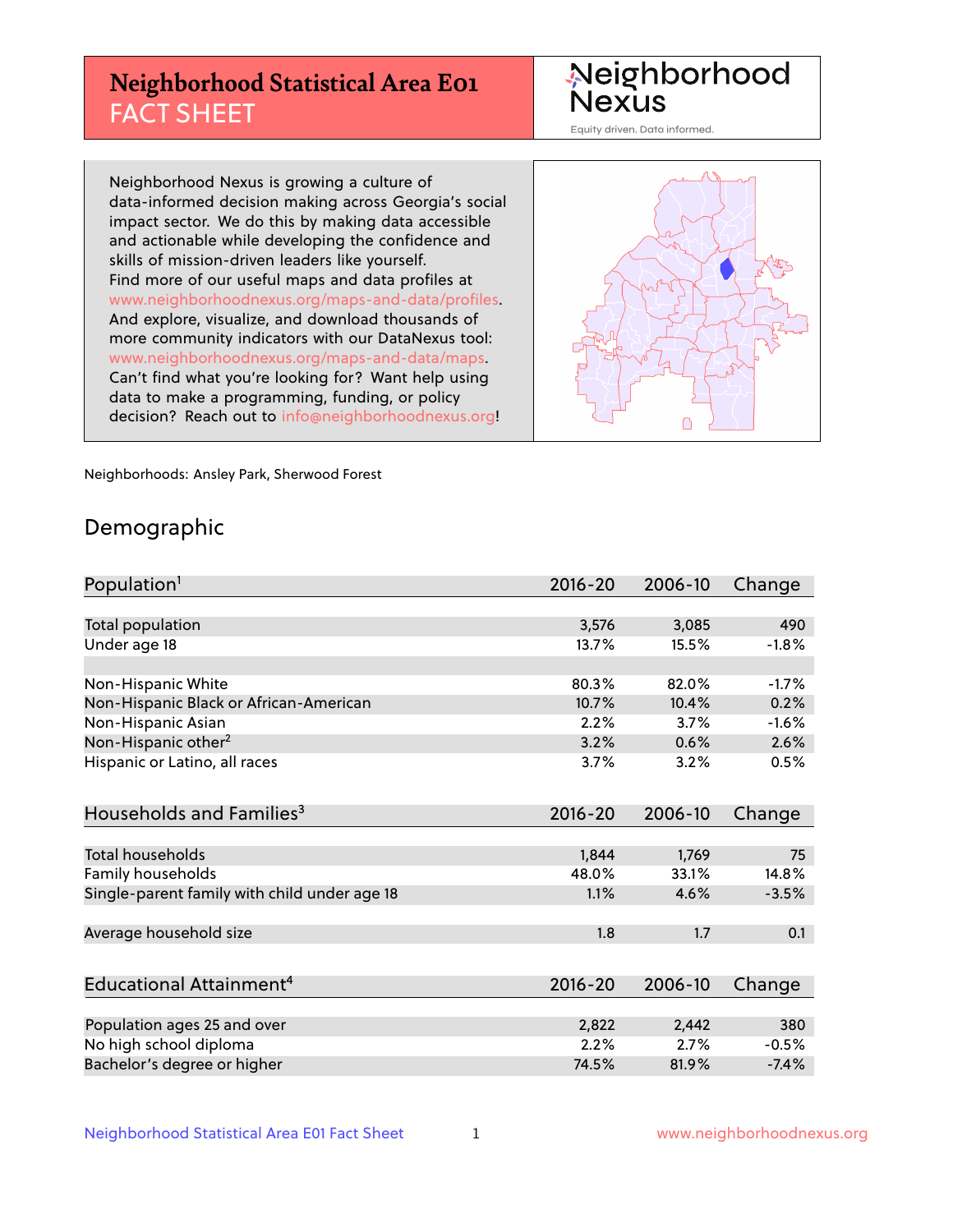# Neighborhood Statistical Area E01
## FACT SHEET

Neighborhood Nexus
Equity driven. Data informed.

Neighborhood Nexus is growing a culture of data-informed decision making across Georgia's social impact sector. We do this by making data accessible and actionable while developing the confidence and skills of mission-driven leaders like yourself. Find more of our useful maps and data profiles at www.neighborhoodnexus.org/maps-and-data/profiles. And explore, visualize, and download thousands of more community indicators with our DataNexus tool: www.neighborhoodnexus.org/maps-and-data/maps. Can't find what you're looking for? Want help using data to make a programming, funding, or policy decision? Reach out to info@neighborhoodnexus.org!

Neighborhoods: Ansley Park, Sherwood Forest

## Demographic

| Population[1] | 2016-20 | 2006-10 | Change |
|---|---|---|---|
| Total population | 3,576 | 3,085 | 490 |
| Under age 18 | 13.7% | 15.5% | -1.8% |
| | | | |
| Non-Hispanic White | 80.3% | 82.0% | -1.7% |
| Non-Hispanic Black or African-American | 10.7% | 10.4% | 0.2% |
| Non-Hispanic Asian | 2.2% | 3.7% | -1.6% |
| Non-Hispanic other[2] | 3.2% | 0.6% | 2.6% |
| Hispanic or Latino, all races | 3.7% | 3.2% | 0.5% |

| Households and Families[3] | 2016-20 | 2006-10 | Change |
|---|---|---|---|
| Total households | 1,844 | 1,769 | 75 |
| Family households | 48.0% | 33.1% | 14.8% |
| Single-parent family with child under age 18 | 1.1% | 4.6% | -3.5% |
| | | | |
| Average household size | 1.8 | 1.7 | 0.1 |

| Educational Attainment[4] | 2016-20 | 2006-10 | Change |
|---|---|---|---|
| Population ages 25 and over | 2,822 | 2,442 | 380 |
| No high school diploma | 2.2% | 2.7% | -0.5% |
| Bachelor's degree or higher | 74.5% | 81.9% | -7.4% |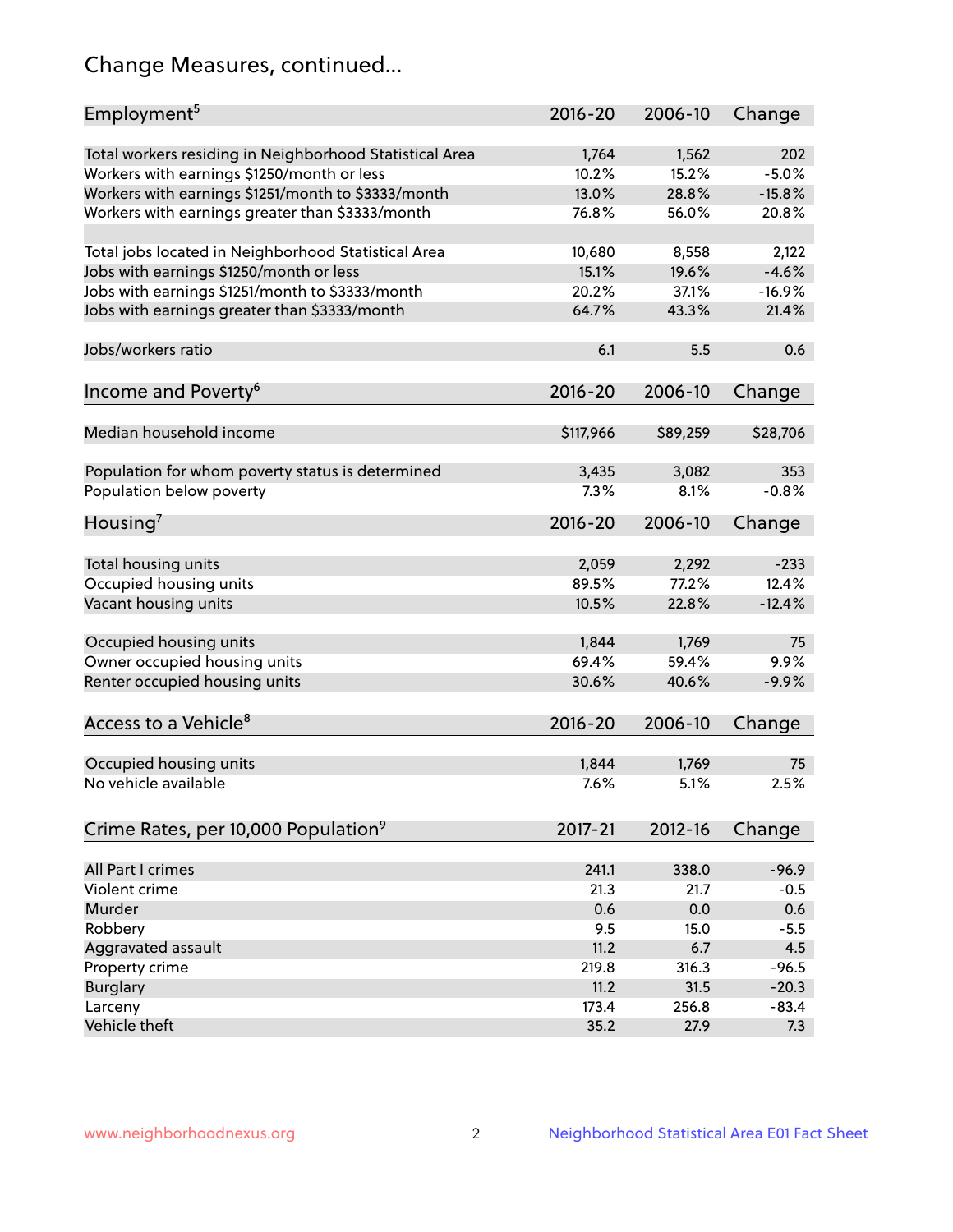# Change Measures, continued...

| Employment[5] | 2016-20 | 2006-10 | Change |
|---|---|---|---|
| Total workers residing in Neighborhood Statistical Area | 1,764 | 1,562 | 202 |
| Workers with earnings $1250/month or less | 10.2% | 15.2% | -5.0% |
| Workers with earnings $1251/month to $3333/month | 13.0% | 28.8% | -15.8% |
| Workers with earnings greater than $3333/month | 76.8% | 56.0% | 20.8% |
| | | | |
| Total jobs located in Neighborhood Statistical Area | 10,680 | 8,558 | 2,122 |
| Jobs with earnings $1250/month or less | 15.1% | 19.6% | -4.6% |
| Jobs with earnings $1251/month to $3333/month | 20.2% | 37.1% | -16.9% |
| Jobs with earnings greater than $3333/month | 64.7% | 43.3% | 21.4% |
| | | | |
| Jobs/workers ratio | 6.1 | 5.5 | 0.6 |

| Income and Poverty[6] | 2016-20 | 2006-10 | Change |
|---|---|---|---|
| Median household income | $117,966 | $89,259 | $28,706 |
| | | | |
| Population for whom poverty status is determined | 3,435 | 3,082 | 353 |
| Population below poverty | 7.3% | 8.1% | -0.8% |

| Housing[7] | 2016-20 | 2006-10 | Change |
|---|---|---|---|
| Total housing units | 2,059 | 2,292 | -233 |
| Occupied housing units | 89.5% | 77.2% | 12.4% |
| Vacant housing units | 10.5% | 22.8% | -12.4% |
| | | | |
| Occupied housing units | 1,844 | 1,769 | 75 |
| Owner occupied housing units | 69.4% | 59.4% | 9.9% |
| Renter occupied housing units | 30.6% | 40.6% | -9.9% |

| Access to a Vehicle[8] | 2016-20 | 2006-10 | Change |
|---|---|---|---|
| Occupied housing units | 1,844 | 1,769 | 75 |
| No vehicle available | 7.6% | 5.1% | 2.5% |

| Crime Rates, per 10,000 Population[9] | 2017-21 | 2012-16 | Change |
|---|---|---|---|
| All Part I crimes | 241.1 | 338.0 | -96.9 |
| Violent crime | 21.3 | 21.7 | -0.5 |
| Murder | 0.6 | 0.0 | 0.6 |
| Robbery | 9.5 | 15.0 | -5.5 |
| Aggravated assault | 11.2 | 6.7 | 4.5 |
| Property crime | 219.8 | 316.3 | -96.5 |
| Burglary | 11.2 | 31.5 | -20.3 |
| Larceny | 173.4 | 256.8 | -83.4 |
| Vehicle theft | 35.2 | 27.9 | 7.3 |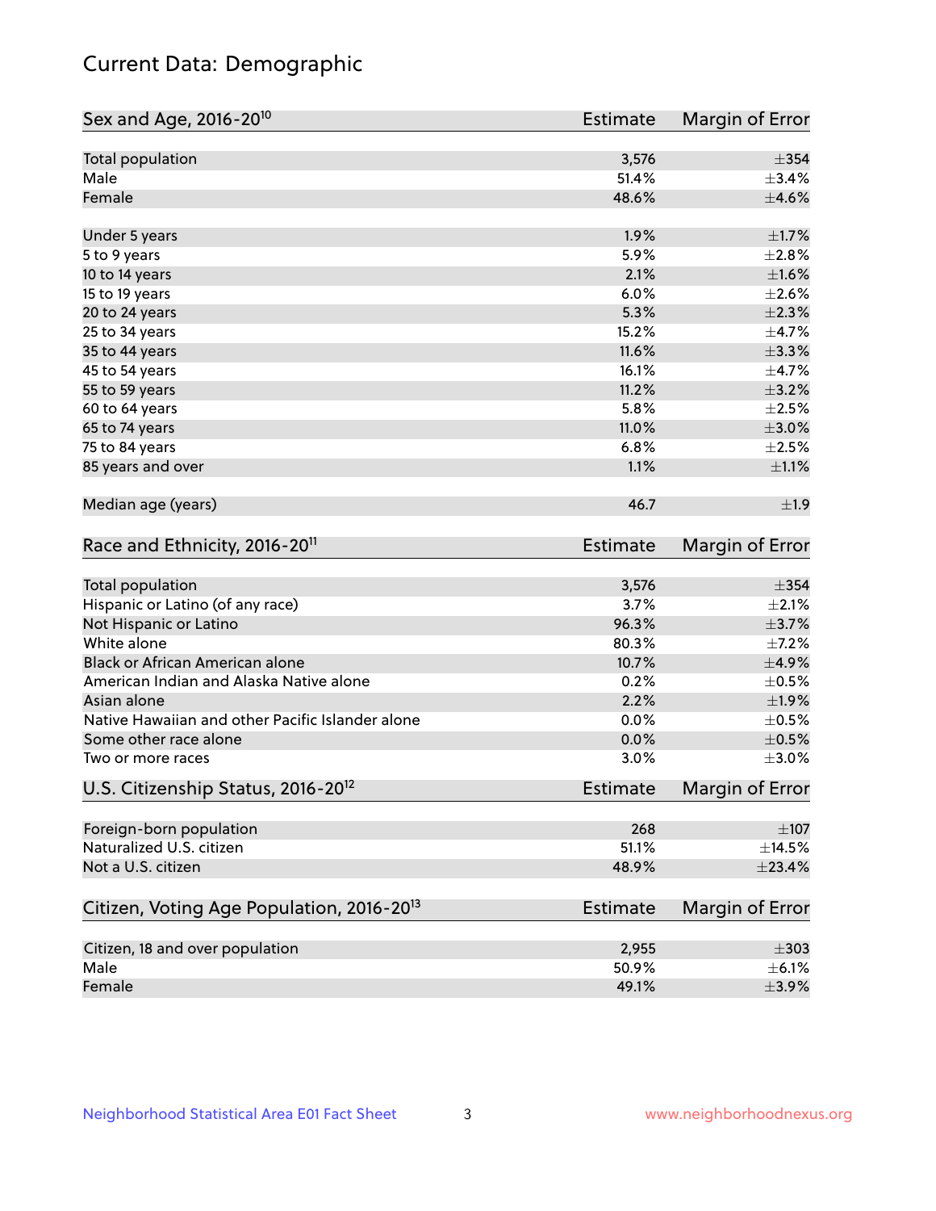# Current Data: Demographic

| Sex and Age, 2016-20[10] | Estimate | Margin of Error |
|---|---|---|
| Total population | 3,576 | ±354 |
| Male | 51.4% | ±3.4% |
| Female | 48.6% | ±4.6% |
| Under 5 years | 1.9% | ±1.7% |
| 5 to 9 years | 5.9% | ±2.8% |
| 10 to 14 years | 2.1% | ±1.6% |
| 15 to 19 years | 6.0% | ±2.6% |
| 20 to 24 years | 5.3% | ±2.3% |
| 25 to 34 years | 15.2% | ±4.7% |
| 35 to 44 years | 11.6% | ±3.3% |
| 45 to 54 years | 16.1% | ±4.7% |
| 55 to 59 years | 11.2% | ±3.2% |
| 60 to 64 years | 5.8% | ±2.5% |
| 65 to 74 years | 11.0% | ±3.0% |
| 75 to 84 years | 6.8% | ±2.5% |
| 85 years and over | 1.1% | ±1.1% |
| Median age (years) | 46.7 | ±1.9 |

| Race and Ethnicity, 2016-20[11] | Estimate | Margin of Error |
|---|---|---|
| Total population | 3,576 | ±354 |
| Hispanic or Latino (of any race) | 3.7% | ±2.1% |
| Not Hispanic or Latino | 96.3% | ±3.7% |
| White alone | 80.3% | ±7.2% |
| Black or African American alone | 10.7% | ±4.9% |
| American Indian and Alaska Native alone | 0.2% | ±0.5% |
| Asian alone | 2.2% | ±1.9% |
| Native Hawaiian and other Pacific Islander alone | 0.0% | ±0.5% |
| Some other race alone | 0.0% | ±0.5% |
| Two or more races | 3.0% | ±3.0% |

| U.S. Citizenship Status, 2016-20[12] | Estimate | Margin of Error |
|---|---|---|
| Foreign-born population | 268 | ±107 |
| Naturalized U.S. citizen | 51.1% | ±14.5% |
| Not a U.S. citizen | 48.9% | ±23.4% |

| Citizen, Voting Age Population, 2016-20[13] | Estimate | Margin of Error |
|---|---|---|
| Citizen, 18 and over population | 2,955 | ±303 |
| Male | 50.9% | ±6.1% |
| Female | 49.1% | ±3.9% |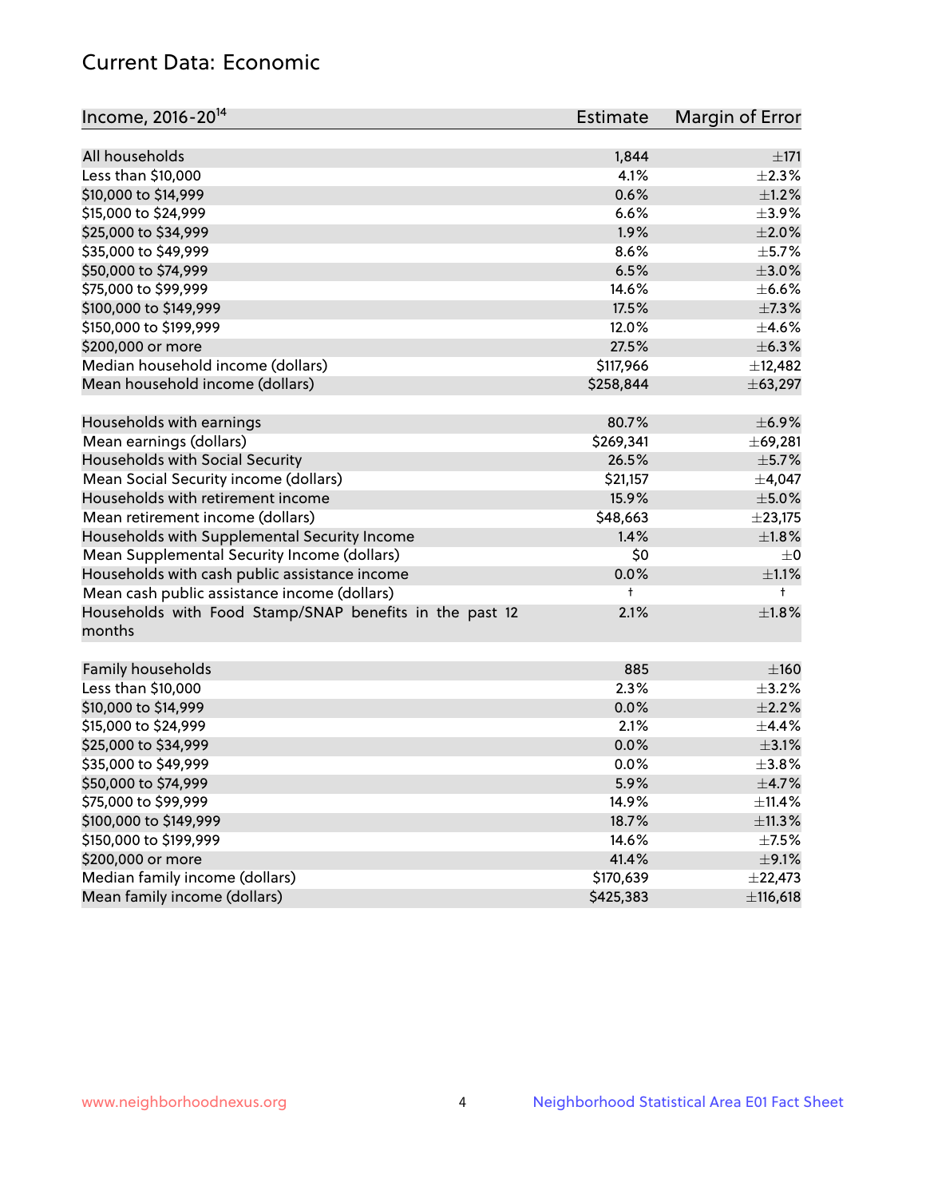## Current Data: Economic

| Income, 2016-20[14] | Estimate | Margin of Error |
|---|---|---|
| All households | 1,844 | ±171 |
| Less than $10,000 | 4.1% | ±2.3% |
| $10,000 to $14,999 | 0.6% | ±1.2% |
| $15,000 to $24,999 | 6.6% | ±3.9% |
| $25,000 to $34,999 | 1.9% | ±2.0% |
| $35,000 to $49,999 | 8.6% | ±5.7% |
| $50,000 to $74,999 | 6.5% | ±3.0% |
| $75,000 to $99,999 | 14.6% | ±6.6% |
| $100,000 to $149,999 | 17.5% | ±7.3% |
| $150,000 to $199,999 | 12.0% | ±4.6% |
| $200,000 or more | 27.5% | ±6.3% |
| Median household income (dollars) | $117,966 | ±12,482 |
| Mean household income (dollars) | $258,844 | ±63,297 |
| | | |
| Households with earnings | 80.7% | ±6.9% |
| Mean earnings (dollars) | $269,341 | ±69,281 |
| Households with Social Security | 26.5% | ±5.7% |
| Mean Social Security income (dollars) | $21,157 | ±4,047 |
| Households with retirement income | 15.9% | ±5.0% |
| Mean retirement income (dollars) | $48,663 | ±23,175 |
| Households with Supplemental Security Income | 1.4% | ±1.8% |
| Mean Supplemental Security Income (dollars) | $0 | ±0 |
| Households with cash public assistance income | 0.0% | ±1.1% |
| Mean cash public assistance income (dollars) | † | † |
| Households with Food Stamp/SNAP benefits in the past 12 months | 2.1% | ±1.8% |
| | | |
| Family households | 885 | ±160 |
| Less than $10,000 | 2.3% | ±3.2% |
| $10,000 to $14,999 | 0.0% | ±2.2% |
| $15,000 to $24,999 | 2.1% | ±4.4% |
| $25,000 to $34,999 | 0.0% | ±3.1% |
| $35,000 to $49,999 | 0.0% | ±3.8% |
| $50,000 to $74,999 | 5.9% | ±4.7% |
| $75,000 to $99,999 | 14.9% | ±11.4% |
| $100,000 to $149,999 | 18.7% | ±11.3% |
| $150,000 to $199,999 | 14.6% | ±7.5% |
| $200,000 or more | 41.4% | ±9.1% |
| Median family income (dollars) | $170,639 | ±22,473 |
| Mean family income (dollars) | $425,383 | ±116,618 |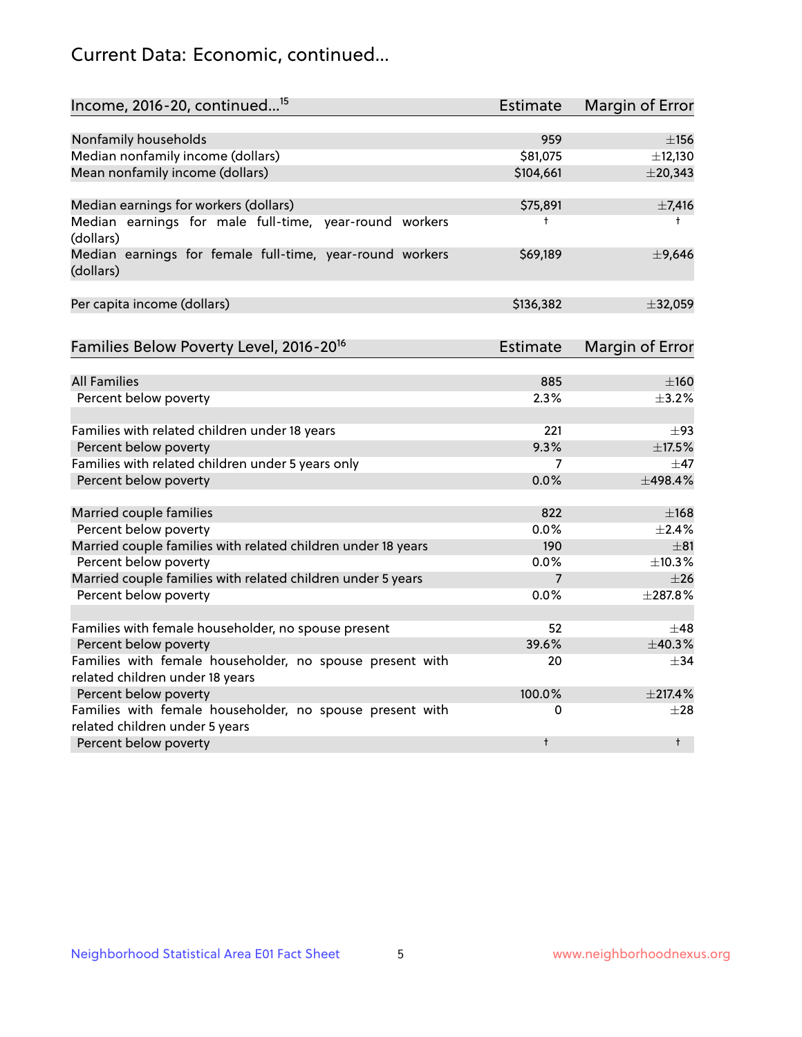## Current Data: Economic, continued...

| Income, 2016-20, continued...[15] | Estimate | Margin of Error |
|---|---|---|
| Nonfamily households | 959 | ±156 |
| Median nonfamily income (dollars) | $81,075 | ±12,130 |
| Mean nonfamily income (dollars) | $104,661 | ±20,343 |
| | | |
| Median earnings for workers (dollars) | $75,891 | ±7,416 |
| Median earnings for male full-time, year-round workers (dollars) | † | † |
| Median earnings for female full-time, year-round workers (dollars) | $69,189 | ±9,646 |
| | | |
| Per capita income (dollars) | $136,382 | ±32,059 |

| Families Below Poverty Level, 2016-20[16] | Estimate | Margin of Error |
|---|---|---|
| All Families | 885 | ±160 |
| Percent below poverty | 2.3% | ±3.2% |
| | | |
| Families with related children under 18 years | 221 | ±93 |
| Percent below poverty | 9.3% | ±17.5% |
| Families with related children under 5 years only | 7 | ±47 |
| Percent below poverty | 0.0% | ±498.4% |
| | | |
| Married couple families | 822 | ±168 |
| Percent below poverty | 0.0% | ±2.4% |
| Married couple families with related children under 18 years | 190 | ±81 |
| Percent below poverty | 0.0% | ±10.3% |
| Married couple families with related children under 5 years | 7 | ±26 |
| Percent below poverty | 0.0% | ±287.8% |
| | | |
| Families with female householder, no spouse present | 52 | ±48 |
| Percent below poverty | 39.6% | ±40.3% |
| Families with female householder, no spouse present with related children under 18 years | 20 | ±34 |
| Percent below poverty | 100.0% | ±217.4% |
| Families with female householder, no spouse present with related children under 5 years | 0 | ±28 |
| Percent below poverty | † | † |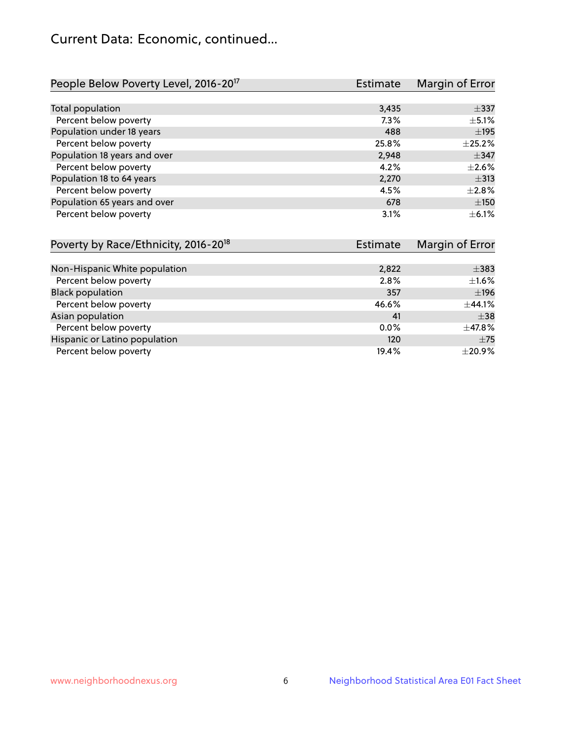# Current Data: Economic, continued...

| People Below Poverty Level, 2016-20[17] | Estimate | Margin of Error |
|---|---|---|
| Total population | 3,435 | ±337 |
| Percent below poverty | 7.3% | ±5.1% |
| Population under 18 years | 488 | ±195 |
| Percent below poverty | 25.8% | ±25.2% |
| Population 18 years and over | 2,948 | ±347 |
| Percent below poverty | 4.2% | ±2.6% |
| Population 18 to 64 years | 2,270 | ±313 |
| Percent below poverty | 4.5% | ±2.8% |
| Population 65 years and over | 678 | ±150 |
| Percent below poverty | 3.1% | ±6.1% |

| Poverty by Race/Ethnicity, 2016-20[18] | Estimate | Margin of Error |
|---|---|---|
| Non-Hispanic White population | 2,822 | ±383 |
| Percent below poverty | 2.8% | ±1.6% |
| Black population | 357 | ±196 |
| Percent below poverty | 46.6% | ±44.1% |
| Asian population | 41 | ±38 |
| Percent below poverty | 0.0% | ±47.8% |
| Hispanic or Latino population | 120 | ±75 |
| Percent below poverty | 19.4% | ±20.9% |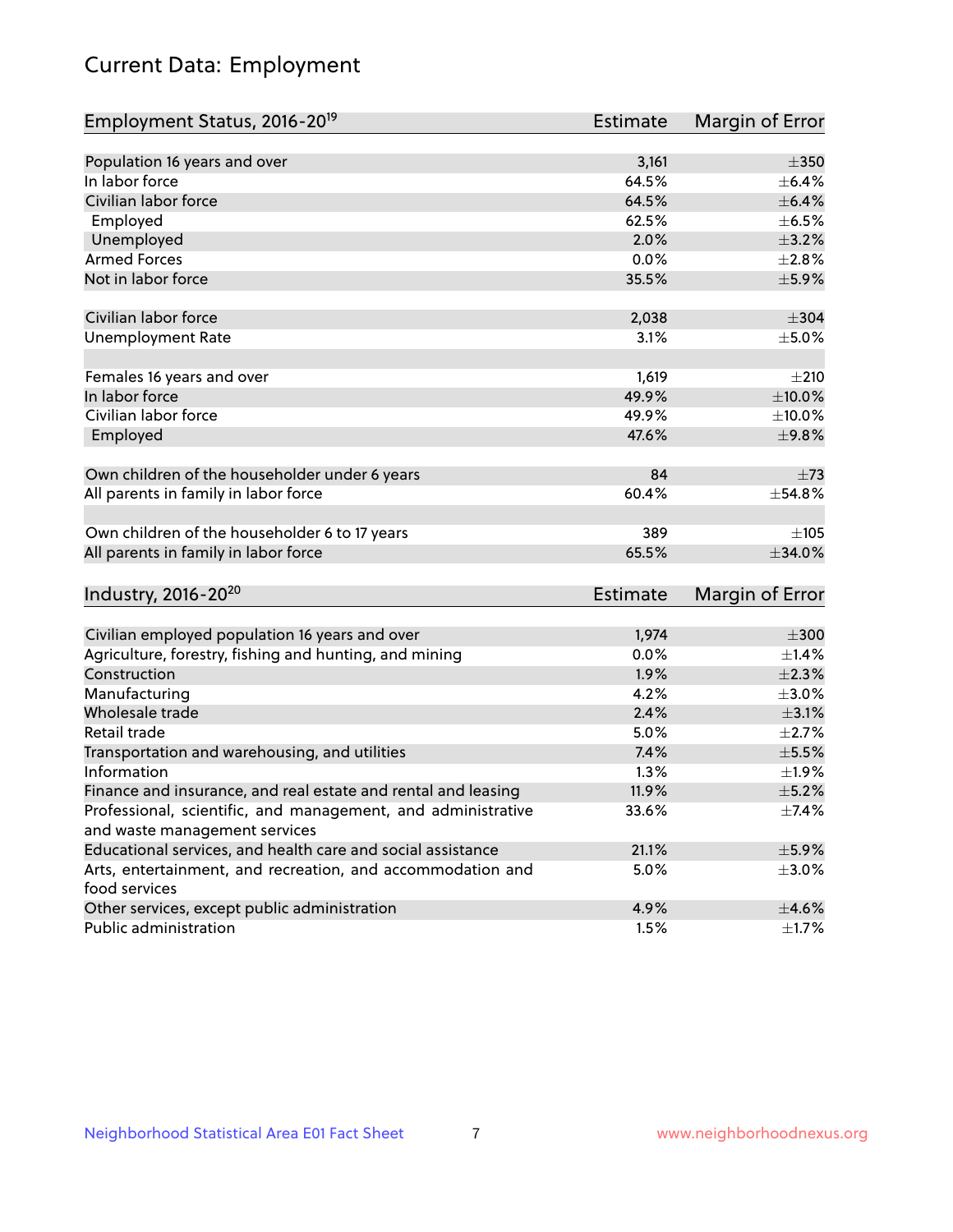# Current Data: Employment

| Employment Status, 2016-20[19] | Estimate | Margin of Error |
|---|---|---|
| Population 16 years and over | 3,161 | ±350 |
| In labor force | 64.5% | ±6.4% |
| Civilian labor force | 64.5% | ±6.4% |
| Employed | 62.5% | ±6.5% |
| Unemployed | 2.0% | ±3.2% |
| Armed Forces | 0.0% | ±2.8% |
| Not in labor force | 35.5% | ±5.9% |
| | | |
| Civilian labor force | 2,038 | ±304 |
| Unemployment Rate | 3.1% | ±5.0% |
| | | |
| Females 16 years and over | 1,619 | ±210 |
| In labor force | 49.9% | ±10.0% |
| Civilian labor force | 49.9% | ±10.0% |
| Employed | 47.6% | ±9.8% |
| | | |
| Own children of the householder under 6 years | 84 | ±73 |
| All parents in family in labor force | 60.4% | ±54.8% |
| | | |
| Own children of the householder 6 to 17 years | 389 | ±105 |
| All parents in family in labor force | 65.5% | ±34.0% |

| Industry, 2016-20[20] | Estimate | Margin of Error |
|---|---|---|
| Civilian employed population 16 years and over | 1,974 | ±300 |
| Agriculture, forestry, fishing and hunting, and mining | 0.0% | ±1.4% |
| Construction | 1.9% | ±2.3% |
| Manufacturing | 4.2% | ±3.0% |
| Wholesale trade | 2.4% | ±3.1% |
| Retail trade | 5.0% | ±2.7% |
| Transportation and warehousing, and utilities | 7.4% | ±5.5% |
| Information | 1.3% | ±1.9% |
| Finance and insurance, and real estate and rental and leasing | 11.9% | ±5.2% |
| Professional, scientific, and management, and administrative and waste management services | 33.6% | ±7.4% |
| Educational services, and health care and social assistance | 21.1% | ±5.9% |
| Arts, entertainment, and recreation, and accommodation and food services | 5.0% | ±3.0% |
| Other services, except public administration | 4.9% | ±4.6% |
| Public administration | 1.5% | ±1.7% |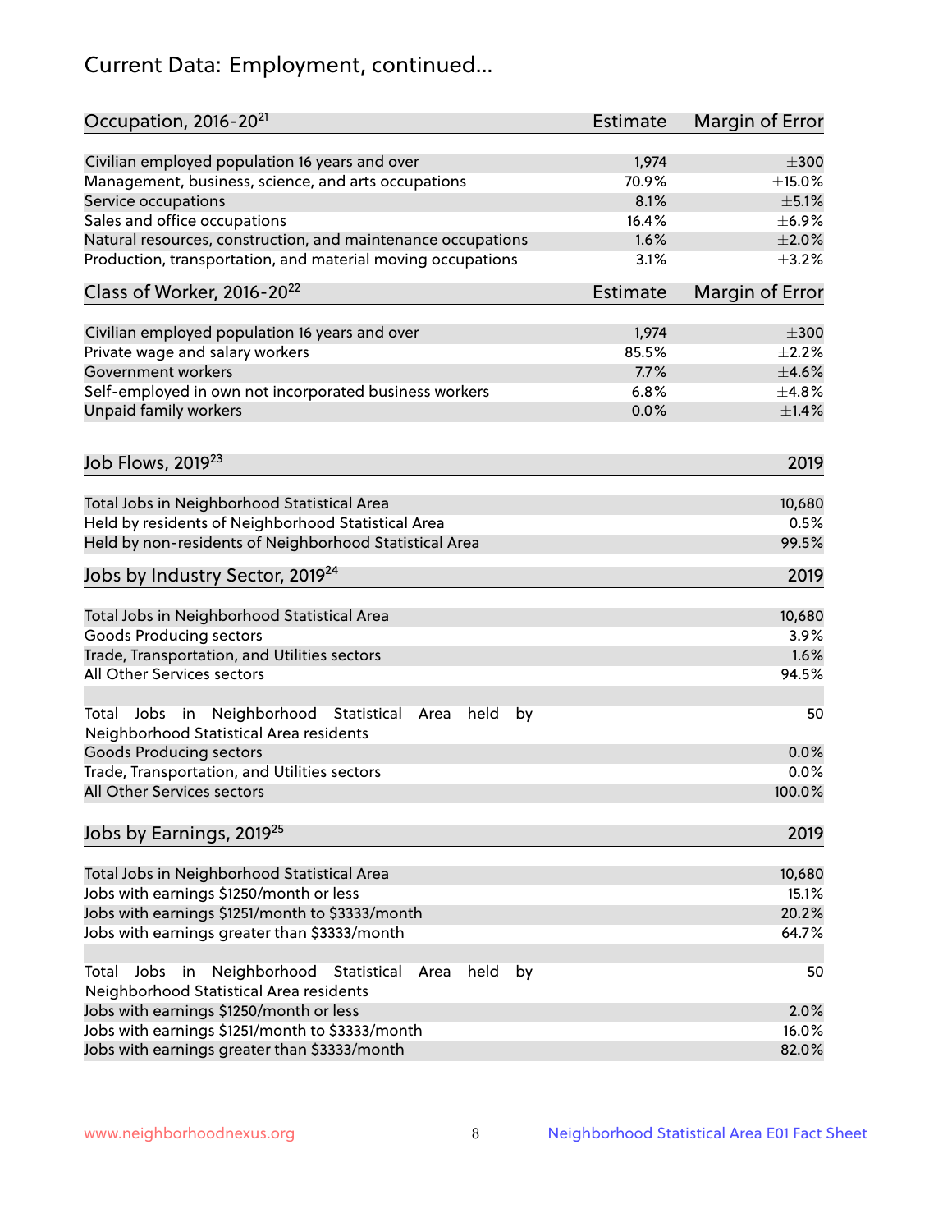# Current Data: Employment, continued...

| Occupation, 2016-20[21] | Estimate | Margin of Error |
|---|---|---|
| Civilian employed population 16 years and over | 1,974 | ±300 |
| Management, business, science, and arts occupations | 70.9% | ±15.0% |
| Service occupations | 8.1% | ±5.1% |
| Sales and office occupations | 16.4% | ±6.9% |
| Natural resources, construction, and maintenance occupations | 1.6% | ±2.0% |
| Production, transportation, and material moving occupations | 3.1% | ±3.2% |

| Class of Worker, 2016-20[22] | Estimate | Margin of Error |
|---|---|---|
| Civilian employed population 16 years and over | 1,974 | ±300 |
| Private wage and salary workers | 85.5% | ±2.2% |
| Government workers | 7.7% | ±4.6% |
| Self-employed in own not incorporated business workers | 6.8% | ±4.8% |
| Unpaid family workers | 0.0% | ±1.4% |

| Job Flows, 2019[23] | 2019 |
|---|---|
| Total Jobs in Neighborhood Statistical Area | 10,680 |
| Held by residents of Neighborhood Statistical Area | 0.5% |
| Held by non-residents of Neighborhood Statistical Area | 99.5% |

| Jobs by Industry Sector, 2019[24] | 2019 |
|---|---|
| Total Jobs in Neighborhood Statistical Area | 10,680 |
| Goods Producing sectors | 3.9% |
| Trade, Transportation, and Utilities sectors | 1.6% |
| All Other Services sectors | 94.5% |
| | |
| Total Jobs in Neighborhood Statistical Area held by Neighborhood Statistical Area residents | 50 |
| Goods Producing sectors | 0.0% |
| Trade, Transportation, and Utilities sectors | 0.0% |
| All Other Services sectors | 100.0% |

| Jobs by Earnings, 2019[25] | 2019 |
|---|---|
| Total Jobs in Neighborhood Statistical Area | 10,680 |
| Jobs with earnings $1250/month or less | 15.1% |
| Jobs with earnings $1251/month to $3333/month | 20.2% |
| Jobs with earnings greater than $3333/month | 64.7% |
| | |
| Total Jobs in Neighborhood Statistical Area held by Neighborhood Statistical Area residents | 50 |
| Jobs with earnings $1250/month or less | 2.0% |
| Jobs with earnings $1251/month to $3333/month | 16.0% |
| Jobs with earnings greater than $3333/month | 82.0% |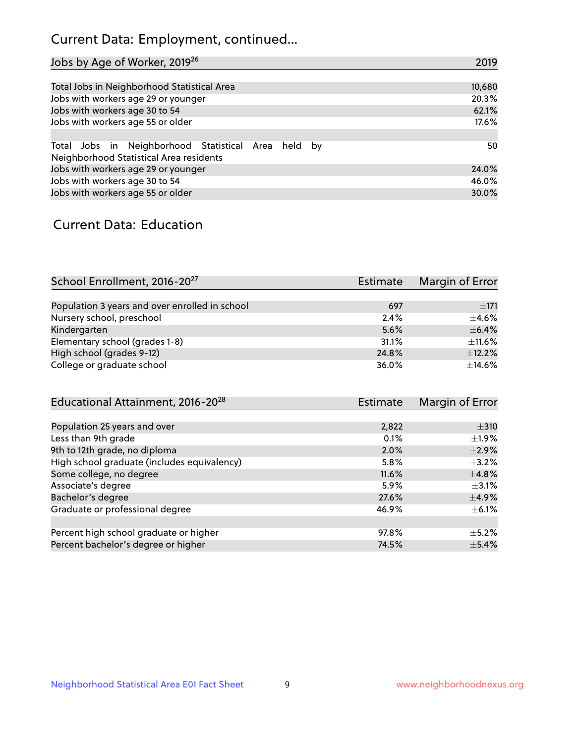## Current Data: Employment, continued...

| Jobs by Age of Worker, 2019[26] | 2019 |
|---|---|
| Total Jobs in Neighborhood Statistical Area | 10,680 |
| Jobs with workers age 29 or younger | 20.3% |
| Jobs with workers age 30 to 54 | 62.1% |
| Jobs with workers age 55 or older | 17.6% |
| | |
| Total Jobs in Neighborhood Statistical Area held by Neighborhood Statistical Area residents | 50 |
| Jobs with workers age 29 or younger | 24.0% |
| Jobs with workers age 30 to 54 | 46.0% |
| Jobs with workers age 55 or older | 30.0% |

## Current Data: Education

| School Enrollment, 2016-20[27] | Estimate | Margin of Error |
|---|---|---|
| Population 3 years and over enrolled in school | 697 | ±171 |
| Nursery school, preschool | 2.4% | ±4.6% |
| Kindergarten | 5.6% | ±6.4% |
| Elementary school (grades 1-8) | 31.1% | ±11.6% |
| High school (grades 9-12) | 24.8% | ±12.2% |
| College or graduate school | 36.0% | ±14.6% |

| Educational Attainment, 2016-20[28] | Estimate | Margin of Error |
|---|---|---|
| Population 25 years and over | 2,822 | ±310 |
| Less than 9th grade | 0.1% | ±1.9% |
| 9th to 12th grade, no diploma | 2.0% | ±2.9% |
| High school graduate (includes equivalency) | 5.8% | ±3.2% |
| Some college, no degree | 11.6% | ±4.8% |
| Associate's degree | 5.9% | ±3.1% |
| Bachelor's degree | 27.6% | ±4.9% |
| Graduate or professional degree | 46.9% | ±6.1% |
| | | |
| Percent high school graduate or higher | 97.8% | ±5.2% |
| Percent bachelor's degree or higher | 74.5% | ±5.4% |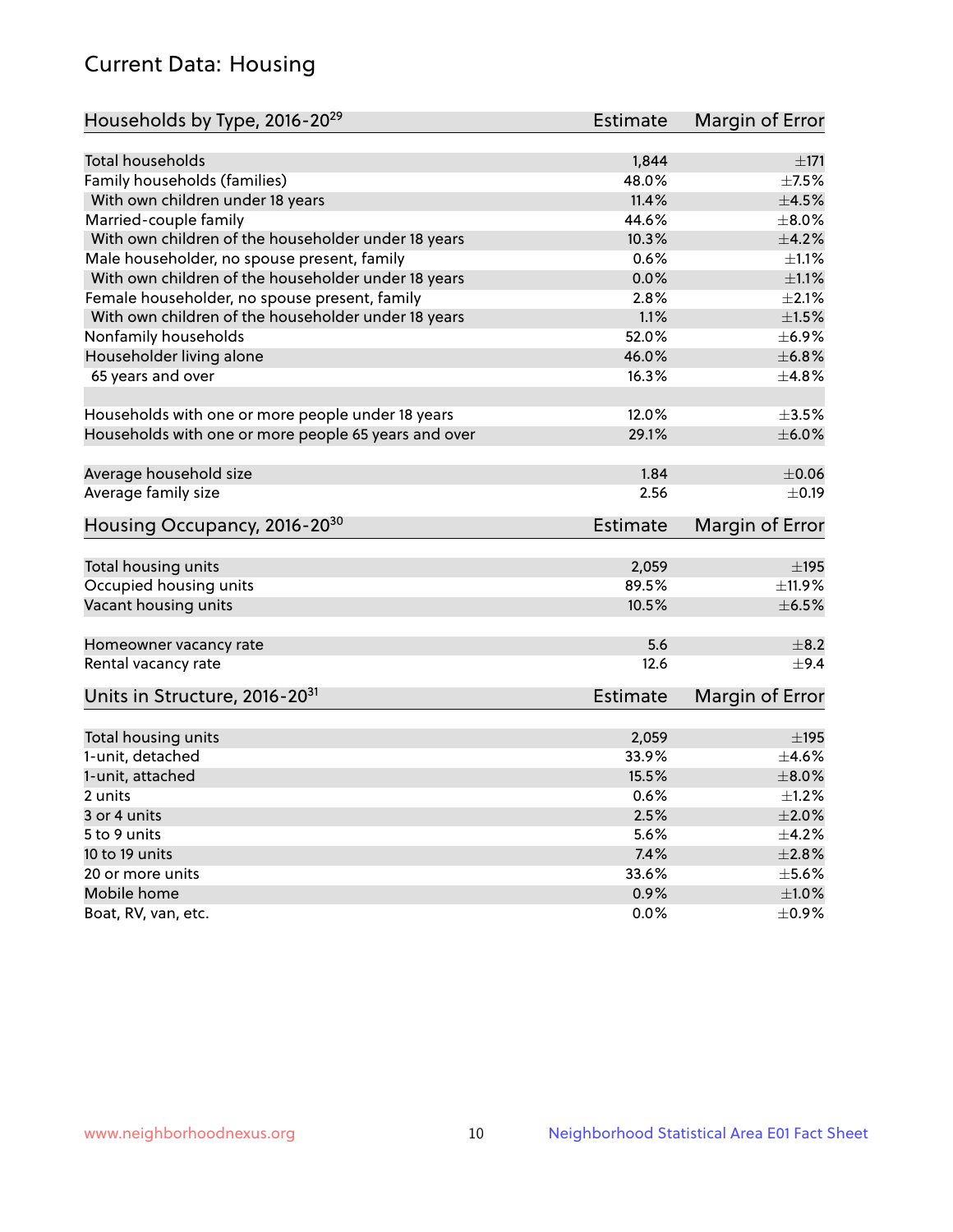## Current Data: Housing

| Households by Type, 2016-20[29] | Estimate | Margin of Error |
|---|---|---|
| Total households | 1,844 | ±171 |
| Family households (families) | 48.0% | ±7.5% |
| With own children under 18 years | 11.4% | ±4.5% |
| Married-couple family | 44.6% | ±8.0% |
| With own children of the householder under 18 years | 10.3% | ±4.2% |
| Male householder, no spouse present, family | 0.6% | ±1.1% |
| With own children of the householder under 18 years | 0.0% | ±1.1% |
| Female householder, no spouse present, family | 2.8% | ±2.1% |
| With own children of the householder under 18 years | 1.1% | ±1.5% |
| Nonfamily households | 52.0% | ±6.9% |
| Householder living alone | 46.0% | ±6.8% |
| 65 years and over | 16.3% | ±4.8% |
| Households with one or more people under 18 years | 12.0% | ±3.5% |
| Households with one or more people 65 years and over | 29.1% | ±6.0% |
| Average household size | 1.84 | ±0.06 |
| Average family size | 2.56 | ±0.19 |

| Housing Occupancy, 2016-20[30] | Estimate | Margin of Error |
|---|---|---|
| Total housing units | 2,059 | ±195 |
| Occupied housing units | 89.5% | ±11.9% |
| Vacant housing units | 10.5% | ±6.5% |
| Homeowner vacancy rate | 5.6 | ±8.2 |
| Rental vacancy rate | 12.6 | ±9.4 |

| Units in Structure, 2016-20[31] | Estimate | Margin of Error |
|---|---|---|
| Total housing units | 2,059 | ±195 |
| 1-unit, detached | 33.9% | ±4.6% |
| 1-unit, attached | 15.5% | ±8.0% |
| 2 units | 0.6% | ±1.2% |
| 3 or 4 units | 2.5% | ±2.0% |
| 5 to 9 units | 5.6% | ±4.2% |
| 10 to 19 units | 7.4% | ±2.8% |
| 20 or more units | 33.6% | ±5.6% |
| Mobile home | 0.9% | ±1.0% |
| Boat, RV, van, etc. | 0.0% | ±0.9% |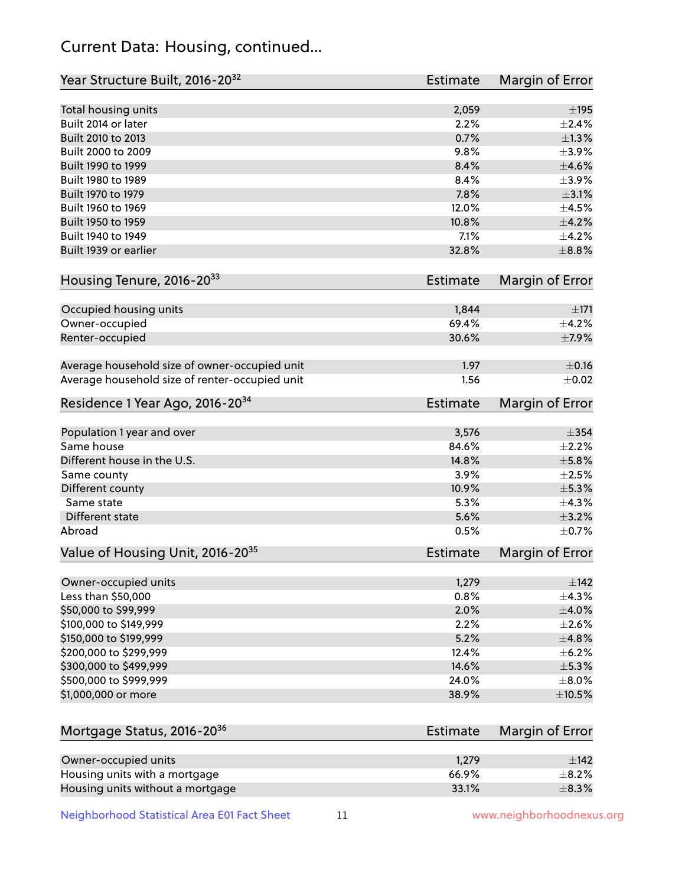# Current Data: Housing, continued...

| Year Structure Built, 2016-20[32] | Estimate | Margin of Error |
|---|---|---|
| Total housing units | 2,059 | ±195 |
| Built 2014 or later | 2.2% | ±2.4% |
| Built 2010 to 2013 | 0.7% | ±1.3% |
| Built 2000 to 2009 | 9.8% | ±3.9% |
| Built 1990 to 1999 | 8.4% | ±4.6% |
| Built 1980 to 1989 | 8.4% | ±3.9% |
| Built 1970 to 1979 | 7.8% | ±3.1% |
| Built 1960 to 1969 | 12.0% | ±4.5% |
| Built 1950 to 1959 | 10.8% | ±4.2% |
| Built 1940 to 1949 | 7.1% | ±4.2% |
| Built 1939 or earlier | 32.8% | ±8.8% |

| Housing Tenure, 2016-20[33] | Estimate | Margin of Error |
|---|---|---|
| Occupied housing units | 1,844 | ±171 |
| Owner-occupied | 69.4% | ±4.2% |
| Renter-occupied | 30.6% | ±7.9% |
| | | |
| Average household size of owner-occupied unit | 1.97 | ±0.16 |
| Average household size of renter-occupied unit | 1.56 | ±0.02 |

| Residence 1 Year Ago, 2016-20[34] | Estimate | Margin of Error |
|---|---|---|
| Population 1 year and over | 3,576 | ±354 |
| Same house | 84.6% | ±2.2% |
| Different house in the U.S. | 14.8% | ±5.8% |
| Same county | 3.9% | ±2.5% |
| Different county | 10.9% | ±5.3% |
| Same state | 5.3% | ±4.3% |
| Different state | 5.6% | ±3.2% |
| Abroad | 0.5% | ±0.7% |

| Value of Housing Unit, 2016-20[35] | Estimate | Margin of Error |
|---|---|---|
| Owner-occupied units | 1,279 | ±142 |
| Less than $50,000 | 0.8% | ±4.3% |
| $50,000 to $99,999 | 2.0% | ±4.0% |
| $100,000 to $149,999 | 2.2% | ±2.6% |
| $150,000 to $199,999 | 5.2% | ±4.8% |
| $200,000 to $299,999 | 12.4% | ±6.2% |
| $300,000 to $499,999 | 14.6% | ±5.3% |
| $500,000 to $999,999 | 24.0% | ±8.0% |
| $1,000,000 or more | 38.9% | ±10.5% |

| Mortgage Status, 2016-20[36] | Estimate | Margin of Error |
|---|---|---|
| Owner-occupied units | 1,279 | ±142 |
| Housing units with a mortgage | 66.9% | ±8.2% |
| Housing units without a mortgage | 33.1% | ±8.3% |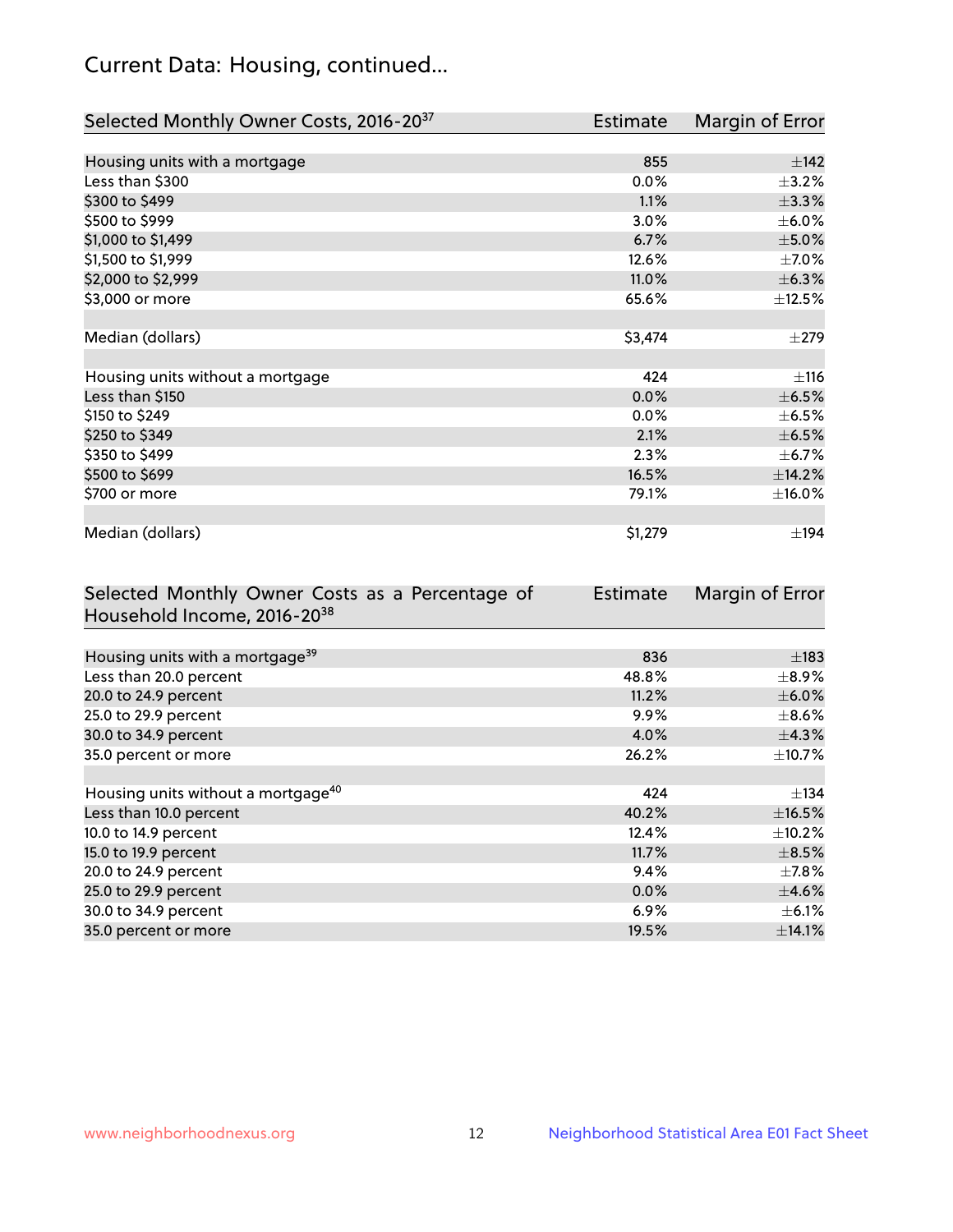## Current Data: Housing, continued...

| Selected Monthly Owner Costs, 2016-20[37] | Estimate | Margin of Error |
|---|---|---|
| Housing units with a mortgage | 855 | ±142 |
| Less than $300 | 0.0% | ±3.2% |
| $300 to $499 | 1.1% | ±3.3% |
| $500 to $999 | 3.0% | ±6.0% |
| $1,000 to $1,499 | 6.7% | ±5.0% |
| $1,500 to $1,999 | 12.6% | ±7.0% |
| $2,000 to $2,999 | 11.0% | ±6.3% |
| $3,000 or more | 65.6% | ±12.5% |
| | | |
| Median (dollars) | $3,474 | ±279 |
| | | |
| Housing units without a mortgage | 424 | ±116 |
| Less than $150 | 0.0% | ±6.5% |
| $150 to $249 | 0.0% | ±6.5% |
| $250 to $349 | 2.1% | ±6.5% |
| $350 to $499 | 2.3% | ±6.7% |
| $500 to $699 | 16.5% | ±14.2% |
| $700 or more | 79.1% | ±16.0% |
| | | |
| Median (dollars) | $1,279 | ±194 |

| Selected Monthly Owner Costs as a Percentage of Household Income, 2016-20[38] | Estimate | Margin of Error |
|---|---|---|
| Housing units with a mortgage[39] | 836 | ±183 |
| Less than 20.0 percent | 48.8% | ±8.9% |
| 20.0 to 24.9 percent | 11.2% | ±6.0% |
| 25.0 to 29.9 percent | 9.9% | ±8.6% |
| 30.0 to 34.9 percent | 4.0% | ±4.3% |
| 35.0 percent or more | 26.2% | ±10.7% |
| | | |
| Housing units without a mortgage[40] | 424 | ±134 |
| Less than 10.0 percent | 40.2% | ±16.5% |
| 10.0 to 14.9 percent | 12.4% | ±10.2% |
| 15.0 to 19.9 percent | 11.7% | ±8.5% |
| 20.0 to 24.9 percent | 9.4% | ±7.8% |
| 25.0 to 29.9 percent | 0.0% | ±4.6% |
| 30.0 to 34.9 percent | 6.9% | ±6.1% |
| 35.0 percent or more | 19.5% | ±14.1% |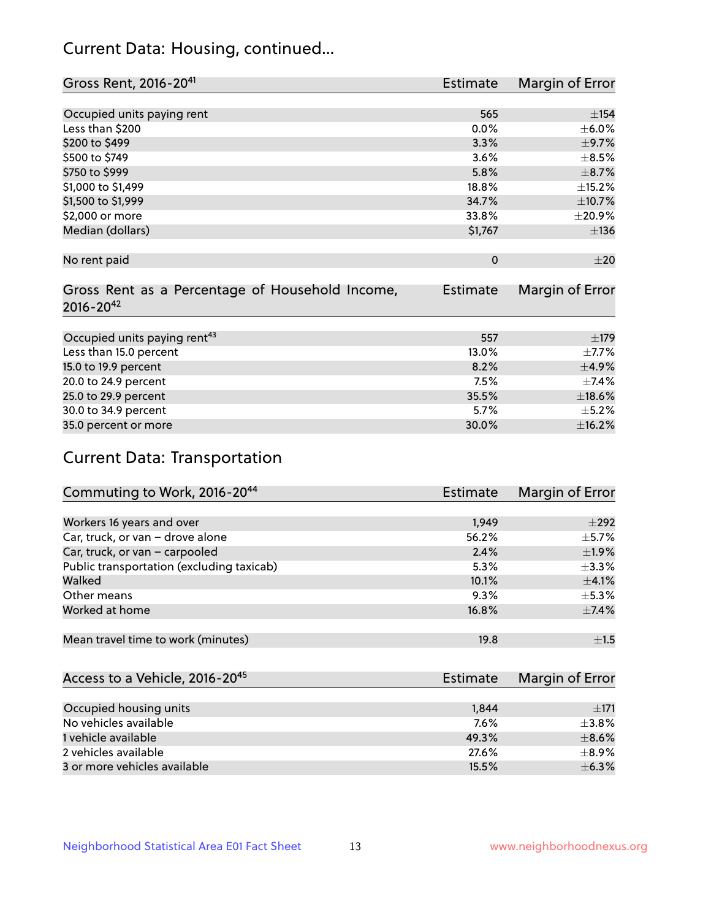## Current Data: Housing, continued...

| Gross Rent, 2016-20[41] | Estimate | Margin of Error |
|---|---|---|
| Occupied units paying rent | 565 | ±154 |
| Less than $200 | 0.0% | ±6.0% |
| $200 to $499 | 3.3% | ±9.7% |
| $500 to $749 | 3.6% | ±8.5% |
| $750 to $999 | 5.8% | ±8.7% |
| $1,000 to $1,499 | 18.8% | ±15.2% |
| $1,500 to $1,999 | 34.7% | ±10.7% |
| $2,000 or more | 33.8% | ±20.9% |
| Median (dollars) | $1,767 | ±136 |
| No rent paid | 0 | ±20 |

| Gross Rent as a Percentage of Household Income, 2016-20[42] | Estimate | Margin of Error |
|---|---|---|
| Occupied units paying rent[43] | 557 | ±179 |
| Less than 15.0 percent | 13.0% | ±7.7% |
| 15.0 to 19.9 percent | 8.2% | ±4.9% |
| 20.0 to 24.9 percent | 7.5% | ±7.4% |
| 25.0 to 29.9 percent | 35.5% | ±18.6% |
| 30.0 to 34.9 percent | 5.7% | ±5.2% |
| 35.0 percent or more | 30.0% | ±16.2% |

## Current Data: Transportation

| Commuting to Work, 2016-20[44] | Estimate | Margin of Error |
|---|---|---|
| Workers 16 years and over | 1,949 | ±292 |
| Car, truck, or van – drove alone | 56.2% | ±5.7% |
| Car, truck, or van – carpooled | 2.4% | ±1.9% |
| Public transportation (excluding taxicab) | 5.3% | ±3.3% |
| Walked | 10.1% | ±4.1% |
| Other means | 9.3% | ±5.3% |
| Worked at home | 16.8% | ±7.4% |
| Mean travel time to work (minutes) | 19.8 | ±1.5 |

| Access to a Vehicle, 2016-20[45] | Estimate | Margin of Error |
|---|---|---|
| Occupied housing units | 1,844 | ±171 |
| No vehicles available | 7.6% | ±3.8% |
| 1 vehicle available | 49.3% | ±8.6% |
| 2 vehicles available | 27.6% | ±8.9% |
| 3 or more vehicles available | 15.5% | ±6.3% |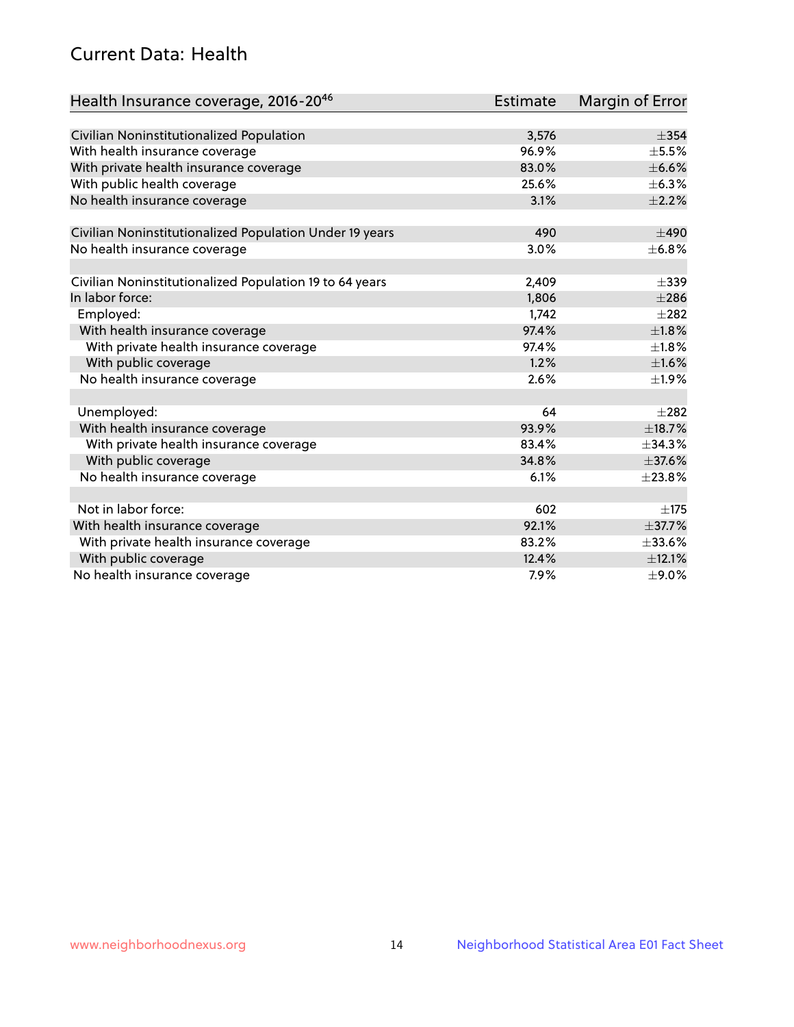## Current Data: Health

| Health Insurance coverage, 2016-20[46] | Estimate | Margin of Error |
|---|---|---|
| Civilian Noninstitutionalized Population | 3,576 | ±354 |
| With health insurance coverage | 96.9% | ±5.5% |
| With private health insurance coverage | 83.0% | ±6.6% |
| With public health coverage | 25.6% | ±6.3% |
| No health insurance coverage | 3.1% | ±2.2% |
| | | |
| Civilian Noninstitutionalized Population Under 19 years | 490 | ±490 |
| No health insurance coverage | 3.0% | ±6.8% |
| | | |
| Civilian Noninstitutionalized Population 19 to 64 years | 2,409 | ±339 |
| In labor force: | 1,806 | ±286 |
| Employed: | 1,742 | ±282 |
| With health insurance coverage | 97.4% | ±1.8% |
| With private health insurance coverage | 97.4% | ±1.8% |
| With public coverage | 1.2% | ±1.6% |
| No health insurance coverage | 2.6% | ±1.9% |
| | | |
| Unemployed: | 64 | ±282 |
| With health insurance coverage | 93.9% | ±18.7% |
| With private health insurance coverage | 83.4% | ±34.3% |
| With public coverage | 34.8% | ±37.6% |
| No health insurance coverage | 6.1% | ±23.8% |
| | | |
| Not in labor force: | 602 | ±175 |
| With health insurance coverage | 92.1% | ±37.7% |
| With private health insurance coverage | 83.2% | ±33.6% |
| With public coverage | 12.4% | ±12.1% |
| No health insurance coverage | 7.9% | ±9.0% |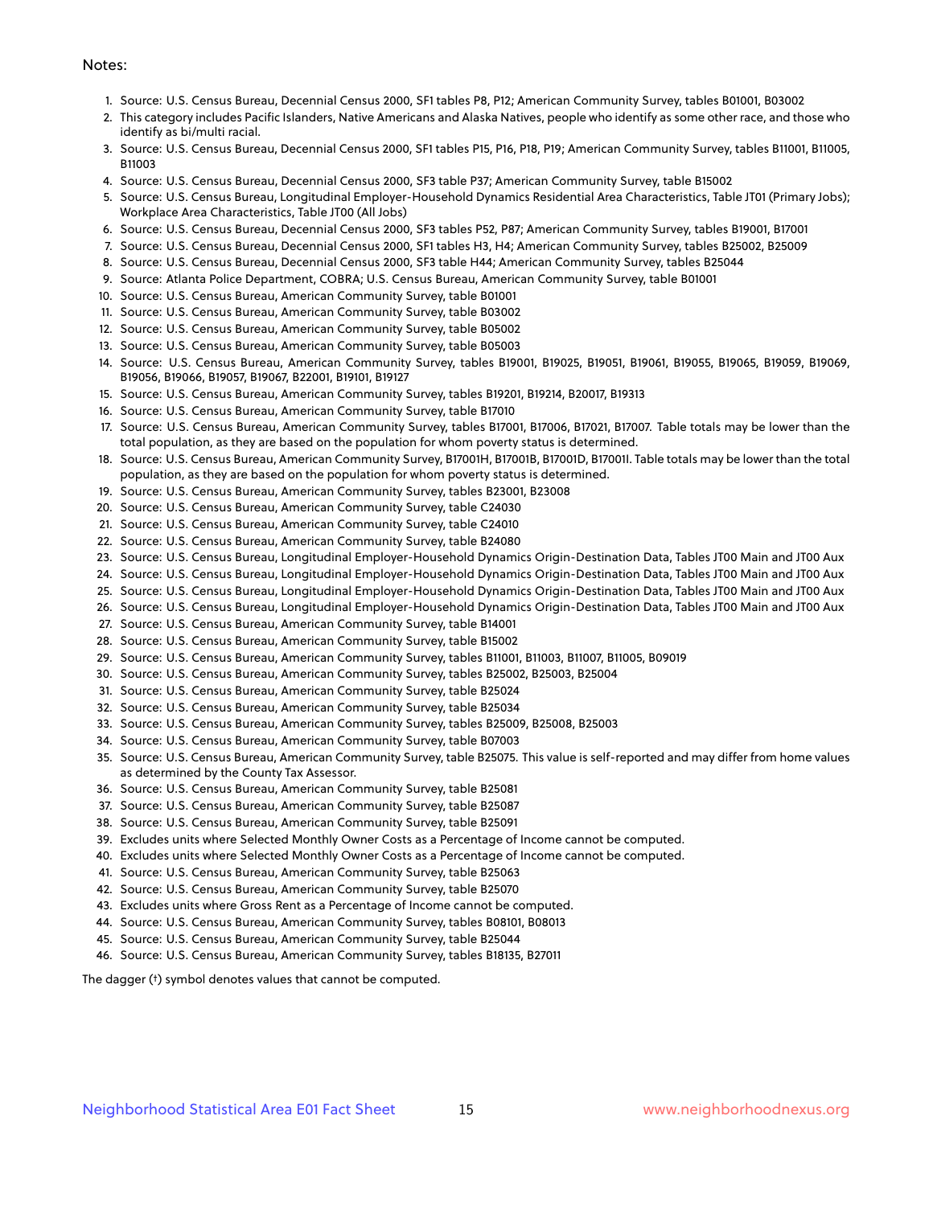Notes:

1. Source: U.S. Census Bureau, Decennial Census 2000, SF1 tables P8, P12; American Community Survey, tables B01001, B03002
2. This category includes Pacific Islanders, Native Americans and Alaska Natives, people who identify as some other race, and those who identify as bi/multi racial.
3. Source: U.S. Census Bureau, Decennial Census 2000, SF1 tables P15, P16, P18, P19; American Community Survey, tables B11001, B11005, B11003
4. Source: U.S. Census Bureau, Decennial Census 2000, SF3 table P37; American Community Survey, table B15002
5. Source: U.S. Census Bureau, Longitudinal Employer-Household Dynamics Residential Area Characteristics, Table JT01 (Primary Jobs); Workplace Area Characteristics, Table JT00 (All Jobs)
6. Source: U.S. Census Bureau, Decennial Census 2000, SF3 tables P52, P87; American Community Survey, tables B19001, B17001
7. Source: U.S. Census Bureau, Decennial Census 2000, SF1 tables H3, H4; American Community Survey, tables B25002, B25009
8. Source: U.S. Census Bureau, Decennial Census 2000, SF3 table H44; American Community Survey, tables B25044
9. Source: Atlanta Police Department, COBRA; U.S. Census Bureau, American Community Survey, table B01001
10. Source: U.S. Census Bureau, American Community Survey, table B01001
11. Source: U.S. Census Bureau, American Community Survey, table B03002
12. Source: U.S. Census Bureau, American Community Survey, table B05002
13. Source: U.S. Census Bureau, American Community Survey, table B05003
14. Source: U.S. Census Bureau, American Community Survey, tables B19001, B19025, B19051, B19061, B19055, B19065, B19059, B19069, B19056, B19066, B19057, B19067, B22001, B19101, B19127
15. Source: U.S. Census Bureau, American Community Survey, tables B19201, B19214, B20017, B19313
16. Source: U.S. Census Bureau, American Community Survey, table B17010
17. Source: U.S. Census Bureau, American Community Survey, tables B17001, B17006, B17021, B17007. Table totals may be lower than the total population, as they are based on the population for whom poverty status is determined.
18. Source: U.S. Census Bureau, American Community Survey, B17001H, B17001B, B17001D, B17001I. Table totals may be lower than the total population, as they are based on the population for whom poverty status is determined.
19. Source: U.S. Census Bureau, American Community Survey, tables B23001, B23008
20. Source: U.S. Census Bureau, American Community Survey, table C24030
21. Source: U.S. Census Bureau, American Community Survey, table C24010
22. Source: U.S. Census Bureau, American Community Survey, table B24080
23. Source: U.S. Census Bureau, Longitudinal Employer-Household Dynamics Origin-Destination Data, Tables JT00 Main and JT00 Aux
24. Source: U.S. Census Bureau, Longitudinal Employer-Household Dynamics Origin-Destination Data, Tables JT00 Main and JT00 Aux
25. Source: U.S. Census Bureau, Longitudinal Employer-Household Dynamics Origin-Destination Data, Tables JT00 Main and JT00 Aux
26. Source: U.S. Census Bureau, Longitudinal Employer-Household Dynamics Origin-Destination Data, Tables JT00 Main and JT00 Aux
27. Source: U.S. Census Bureau, American Community Survey, table B14001
28. Source: U.S. Census Bureau, American Community Survey, table B15002
29. Source: U.S. Census Bureau, American Community Survey, tables B11001, B11003, B11007, B11005, B09019
30. Source: U.S. Census Bureau, American Community Survey, tables B25002, B25003, B25004
31. Source: U.S. Census Bureau, American Community Survey, table B25024
32. Source: U.S. Census Bureau, American Community Survey, table B25034
33. Source: U.S. Census Bureau, American Community Survey, tables B25009, B25008, B25003
34. Source: U.S. Census Bureau, American Community Survey, table B07003
35. Source: U.S. Census Bureau, American Community Survey, table B25075. This value is self-reported and may differ from home values as determined by the County Tax Assessor.
36. Source: U.S. Census Bureau, American Community Survey, table B25081
37. Source: U.S. Census Bureau, American Community Survey, table B25087
38. Source: U.S. Census Bureau, American Community Survey, table B25091
39. Excludes units where Selected Monthly Owner Costs as a Percentage of Income cannot be computed.
40. Excludes units where Selected Monthly Owner Costs as a Percentage of Income cannot be computed.
41. Source: U.S. Census Bureau, American Community Survey, table B25063
42. Source: U.S. Census Bureau, American Community Survey, table B25070
43. Excludes units where Gross Rent as a Percentage of Income cannot be computed.
44. Source: U.S. Census Bureau, American Community Survey, tables B08101, B08013
45. Source: U.S. Census Bureau, American Community Survey, table B25044
46. Source: U.S. Census Bureau, American Community Survey, tables B18135, B27011

The dagger (†) symbol denotes values that cannot be computed.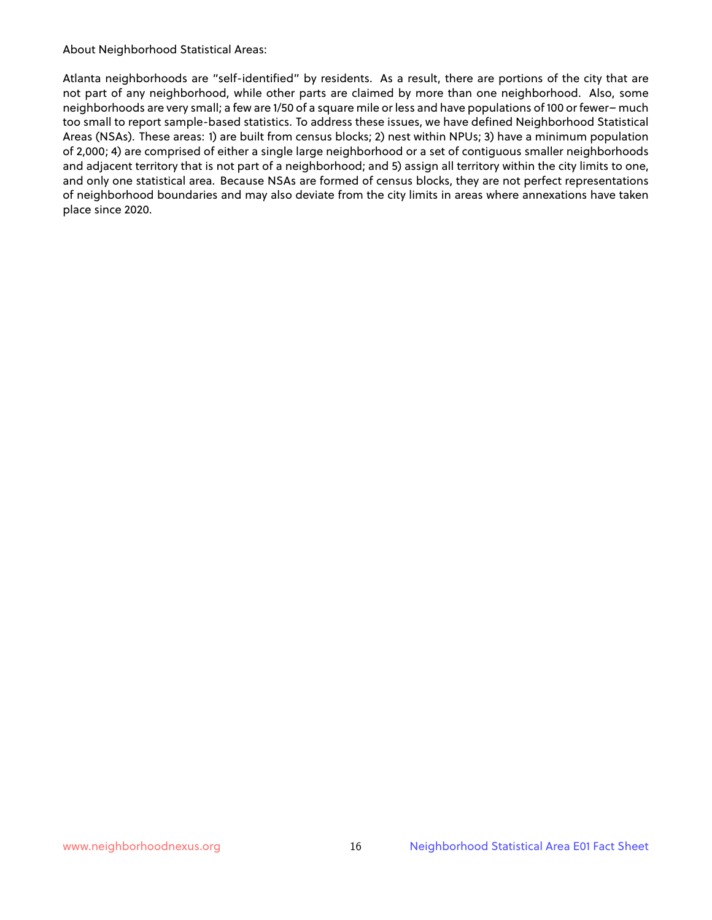About Neighborhood Statistical Areas:

Atlanta neighborhoods are "self-identified" by residents. As a result, there are portions of the city that are not part of any neighborhood, while other parts are claimed by more than one neighborhood. Also, some neighborhoods are very small; a few are 1/50 of a square mile or less and have populations of 100 or fewer– much too small to report sample-based statistics. To address these issues, we have defined Neighborhood Statistical Areas (NSAs). These areas: 1) are built from census blocks; 2) nest within NPUs; 3) have a minimum population of 2,000; 4) are comprised of either a single large neighborhood or a set of contiguous smaller neighborhoods and adjacent territory that is not part of a neighborhood; and 5) assign all territory within the city limits to one, and only one statistical area. Because NSAs are formed of census blocks, they are not perfect representations of neighborhood boundaries and may also deviate from the city limits in areas where annexations have taken place since 2020.